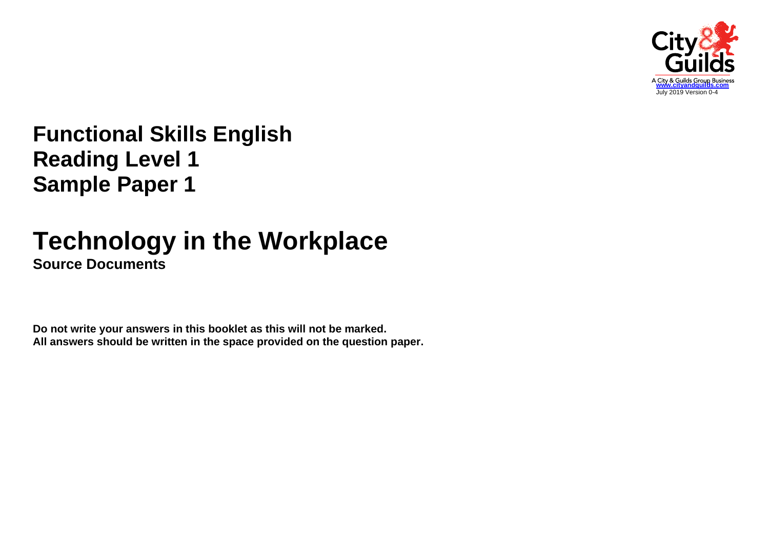City & Guilds

A City & Guilds Group Business
www.cityandguilds.com
July 2019 Version 0-4

# Functional Skills English
# Reading Level 1
# Sample Paper 1

# Technology in the Workplace

**Source Documents**

**Do not write your answers in this booklet as this will not be marked.**
**All answers should be written in the space provided on the question paper.**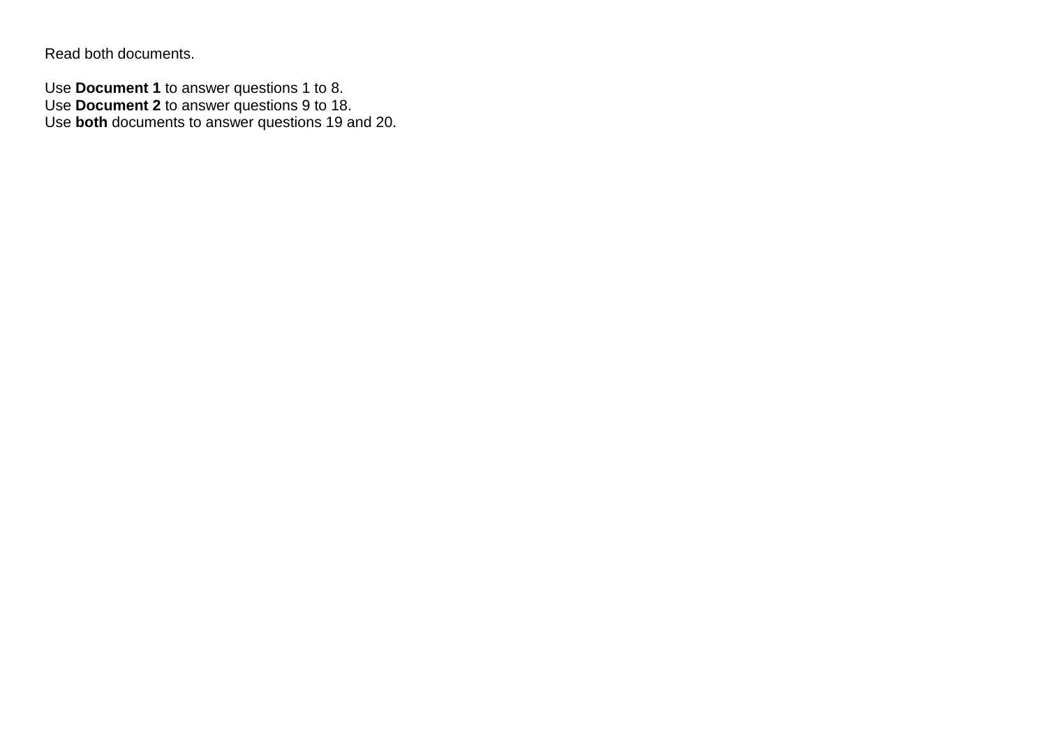Read both documents.

Use **Document 1** to answer questions 1 to 8.
Use **Document 2** to answer questions 9 to 18.
Use **both** documents to answer questions 19 and 20.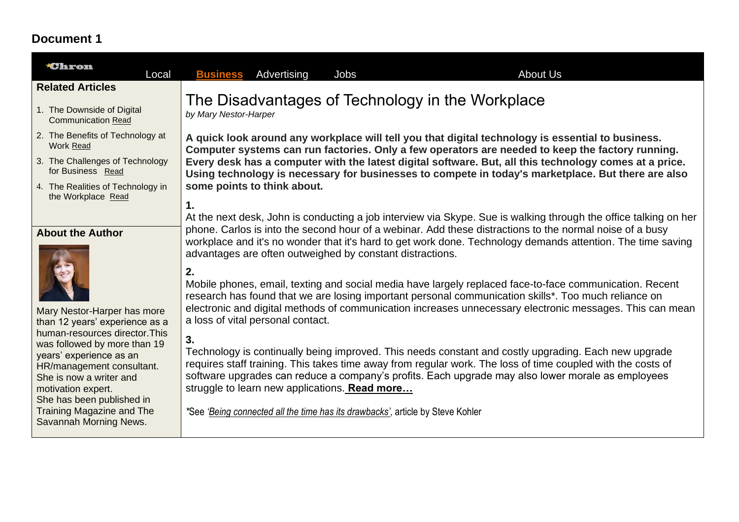## Document 1

Chron    Local    **Business**    Advertising    Jobs    About Us

### Related Articles

1. The Downside of Digital Communication Read
2. The Benefits of Technology at Work Read
3. The Challenges of Technology for Business Read
4. The Realities of Technology in the Workplace Read

### About the Author

Mary Nestor-Harper has more than 12 years' experience as a human-resources director.This was followed by more than 19 years' experience as an HR/management consultant. She is now a writer and motivation expert. She has been published in Training Magazine and The Savannah Morning News.

# The Disadvantages of Technology in the Workplace

*by Mary Nestor-Harper*

**A quick look around any workplace will tell you that digital technology is essential to business. Computer systems can run factories. Only a few operators are needed to keep the factory running. Every desk has a computer with the latest digital software. But, all this technology comes at a price. Using technology is necessary for businesses to compete in today's marketplace. But there are also some points to think about.**

**1.**
At the next desk, John is conducting a job interview via Skype. Sue is walking through the office talking on her phone. Carlos is into the second hour of a webinar. Add these distractions to the normal noise of a busy workplace and it's no wonder that it's hard to get work done. Technology demands attention. The time saving advantages are often outweighed by constant distractions.

**2.**
Mobile phones, email, texting and social media have largely replaced face-to-face communication. Recent research has found that we are losing important personal communication skills*. Too much reliance on electronic and digital methods of communication increases unnecessary electronic messages. This can mean a loss of vital personal contact.

**3.**
Technology is continually being improved. This needs constant and costly upgrading. Each new upgrade requires staff training. This takes time away from regular work. The loss of time coupled with the costs of software upgrades can reduce a company's profits. Each upgrade may also lower morale as employees struggle to learn new applications. **Read more…**

*See *'Being connected all the time has its drawbacks'*, article by Steve Kohler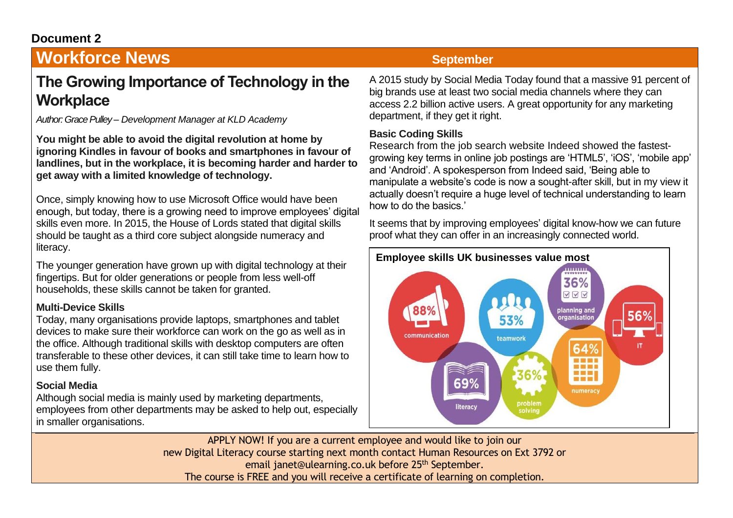**Document 2**

# Workforce News

September

## The Growing Importance of Technology in the Workplace

*Author: Grace Pulley – Development Manager at KLD Academy*

**You might be able to avoid the digital revolution at home by ignoring Kindles in favour of books and smartphones in favour of landlines, but in the workplace, it is becoming harder and harder to get away with a limited knowledge of technology.**

Once, simply knowing how to use Microsoft Office would have been enough, but today, there is a growing need to improve employees' digital skills even more. In 2015, the House of Lords stated that digital skills should be taught as a third core subject alongside numeracy and literacy.

The younger generation have grown up with digital technology at their fingertips. But for older generations or people from less well-off households, these skills cannot be taken for granted.

### Multi-Device Skills

Today, many organisations provide laptops, smartphones and tablet devices to make sure their workforce can work on the go as well as in the office. Although traditional skills with desktop computers are often transferable to these other devices, it can still take time to learn how to use them fully.

### Social Media

Although social media is mainly used by marketing departments, employees from other departments may be asked to help out, especially in smaller organisations.

A 2015 study by Social Media Today found that a massive 91 percent of big brands use at least two social media channels where they can access 2.2 billion active users. A great opportunity for any marketing department, if they get it right.

### Basic Coding Skills

Research from the job search website Indeed showed the fastest-growing key terms in online job postings are 'HTML5', 'iOS', 'mobile app' and 'Android'. A spokesperson from Indeed said, 'Being able to manipulate a website's code is now a sought-after skill, but in my view it actually doesn't require a huge level of technical understanding to learn how to do the basics.'

It seems that by improving employees' digital know-how we can future proof what they can offer in an increasingly connected world.

**Employee skills UK businesses value most**

88% communication
53% teamwork
36% planning and organisation
56% IT
64% numeracy
69% literacy
36% problem solving

APPLY NOW! If you are a current employee and would like to join our new Digital Literacy course starting next month contact Human Resources on Ext 3792 or email janet@ulearning.co.uk before 25th September.
The course is FREE and you will receive a certificate of learning on completion.